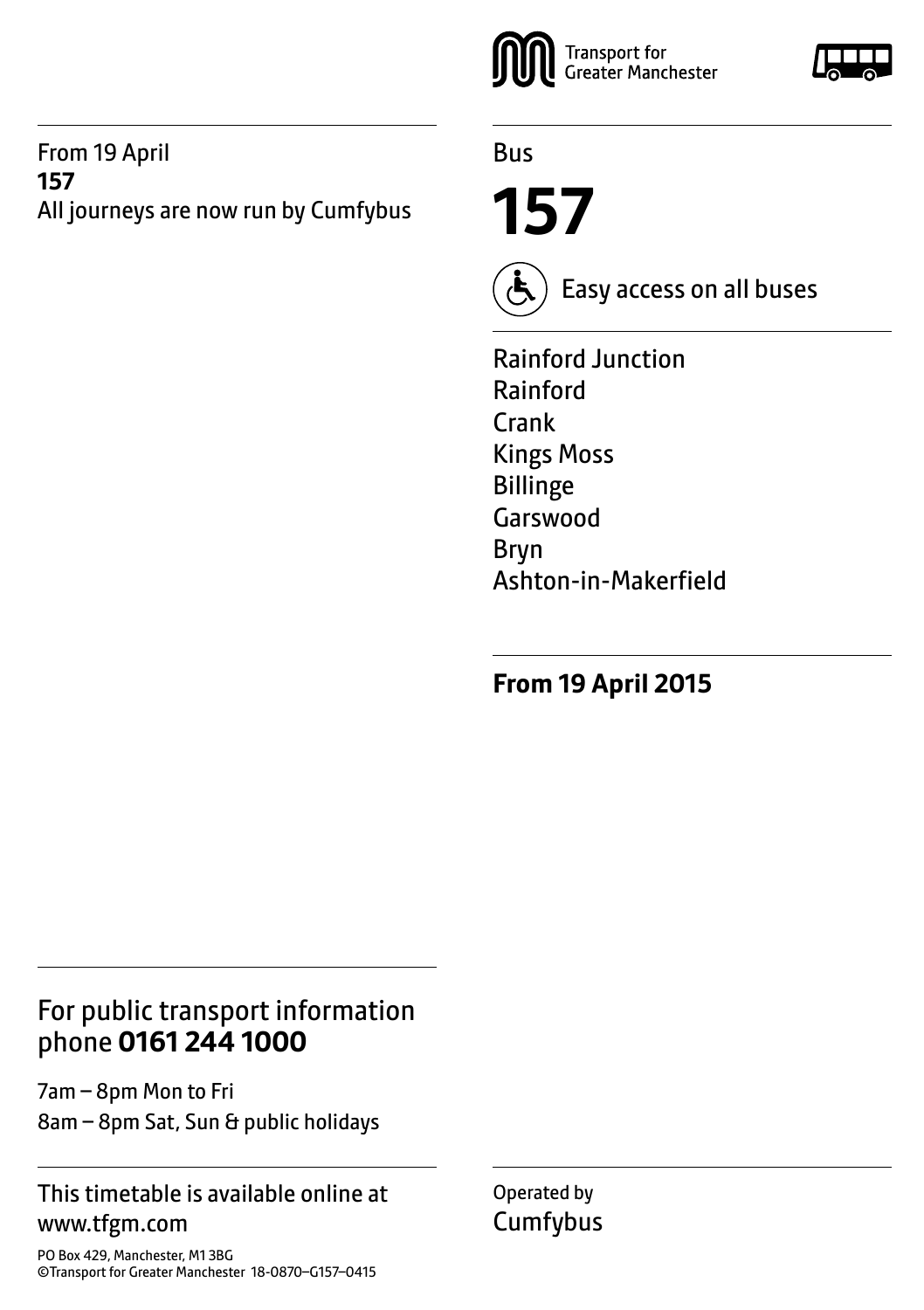From 19 April
**157**
All journeys are now run by Cumfybus

Transport for Greater Manchester

Bus

# 157

Easy access on all buses

Rainford Junction
Rainford
Crank
Kings Moss
Billinge
Garswood
Bryn
Ashton-in-Makerfield

**From 19 April 2015**

## For public transport information phone **0161 244 1000**

7am – 8pm Mon to Fri
8am – 8pm Sat, Sun & public holidays

This timetable is available online at www.tfgm.com

PO Box 429, Manchester, M1 3BG
©Transport for Greater Manchester 18-0870–G157–0415

Operated by
Cumfybus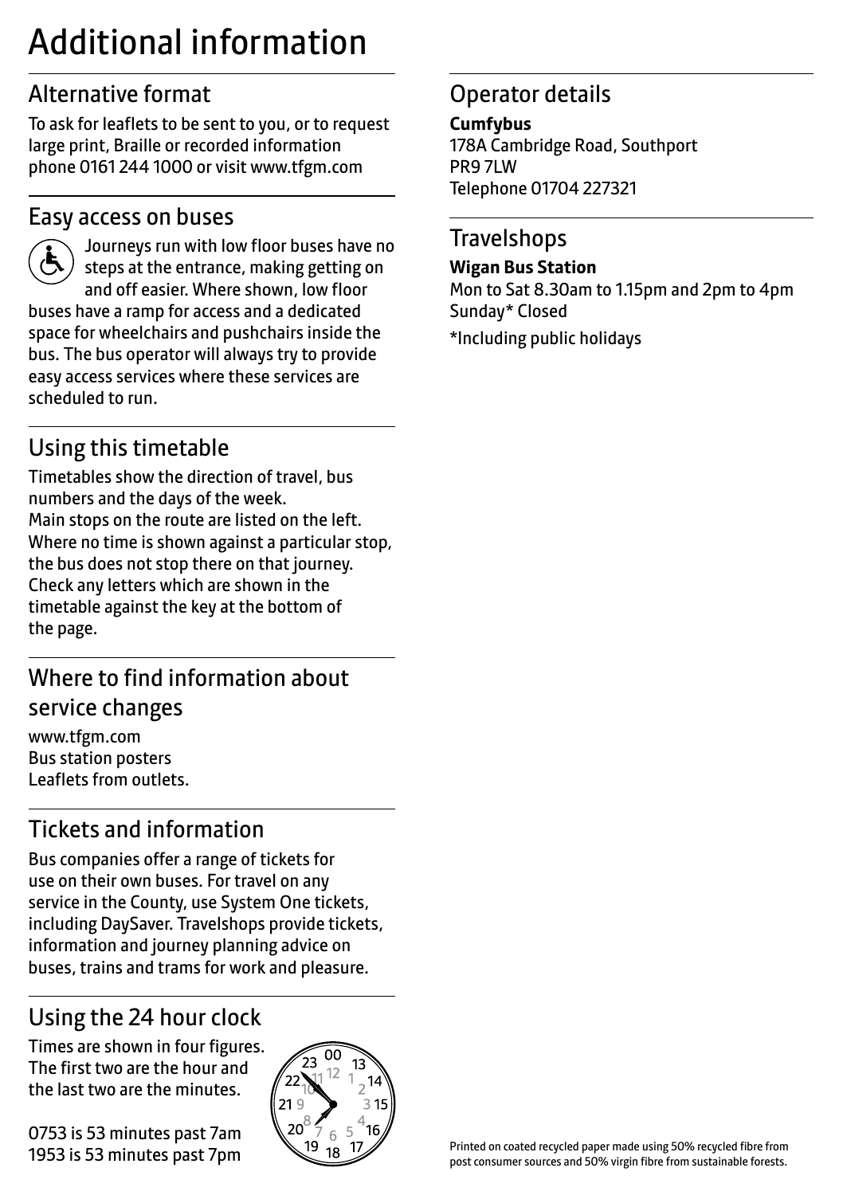# Additional information

## Alternative format

To ask for leaflets to be sent to you, or to request large print, Braille or recorded information phone 0161 244 1000 or visit www.tfgm.com

## Easy access on buses

Journeys run with low floor buses have no steps at the entrance, making getting on and off easier. Where shown, low floor buses have a ramp for access and a dedicated space for wheelchairs and pushchairs inside the bus. The bus operator will always try to provide easy access services where these services are scheduled to run.

## Using this timetable

Timetables show the direction of travel, bus numbers and the days of the week.
Main stops on the route are listed on the left. Where no time is shown against a particular stop, the bus does not stop there on that journey. Check any letters which are shown in the timetable against the key at the bottom of the page.

## Where to find information about service changes

www.tfgm.com
Bus station posters
Leaflets from outlets.

## Tickets and information

Bus companies offer a range of tickets for use on their own buses. For travel on any service in the County, use System One tickets, including DaySaver. Travelshops provide tickets, information and journey planning advice on buses, trains and trams for work and pleasure.

## Using the 24 hour clock

Times are shown in four figures. The first two are the hour and the last two are the minutes.

0753 is 53 minutes past 7am
1953 is 53 minutes past 7pm

## Operator details

**Cumfybus**
178A Cambridge Road, Southport
PR9 7LW
Telephone 01704 227321

## Travelshops

**Wigan Bus Station**
Mon to Sat 8.30am to 1.15pm and 2pm to 4pm
Sunday* Closed

*Including public holidays

Printed on coated recycled paper made using 50% recycled fibre from post consumer sources and 50% virgin fibre from sustainable forests.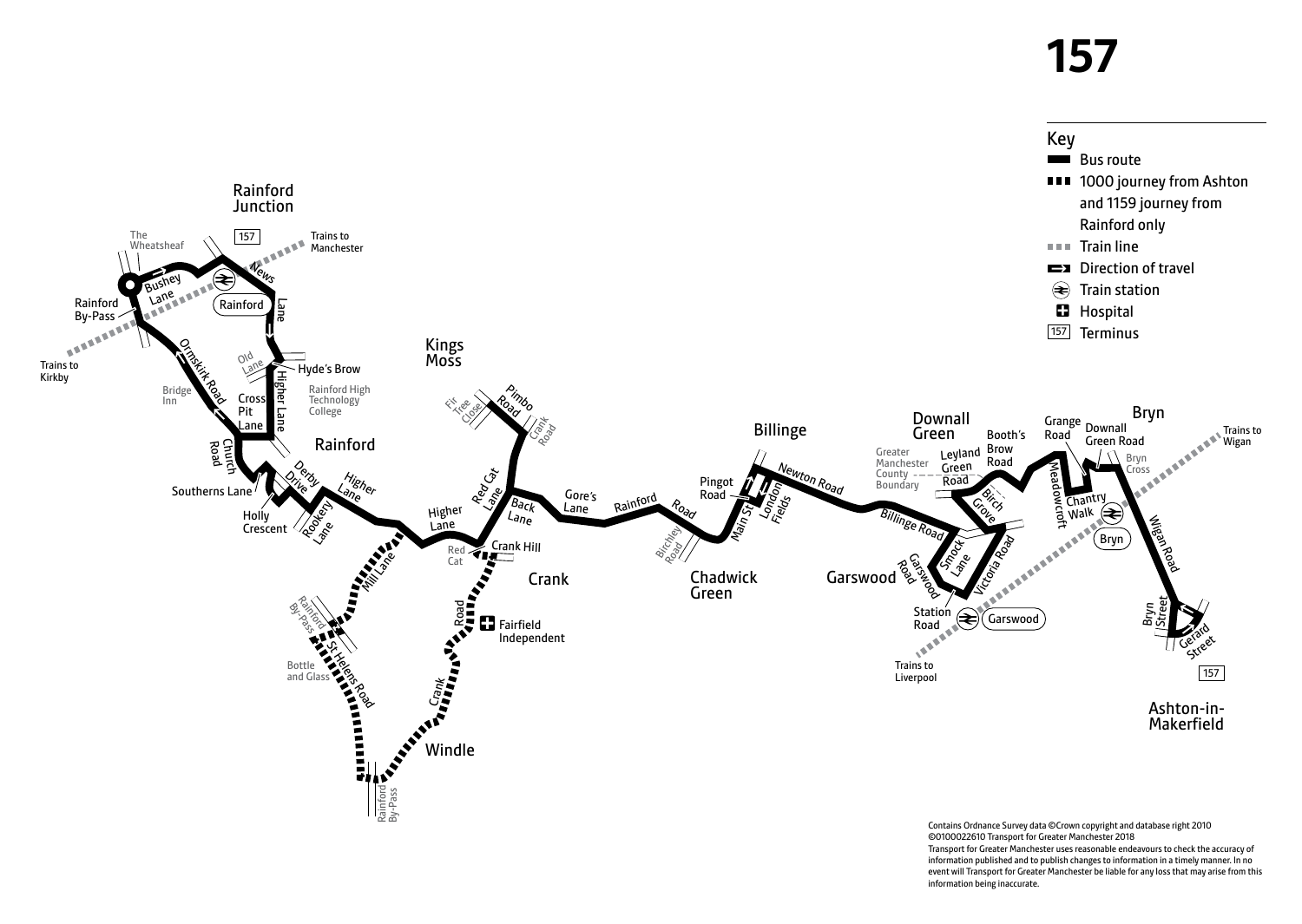# 157

## Key

- Bus route
- 1000 journey from Ashton and 1159 journey from Rainford only
- Train line
- Direction of travel
- Train station
- Hospital
- 157 Terminus

Rainford Junction

The Wheatsheaf

157

Trains to Manchester

Bushey Lane

News Lane

Rainford

Rainford By-Pass

Trains to Kirkby

Old Lane

Hyde's Brow

Ormskirk Road

Bridge Inn

Cross Pit Lane

Higher Lane

Rainford High Technology College

Church Road

Rainford

Derby Drive

Higher Lane

Southerns Lane

Holly Crescent

Rookery Lane

Mill Lane

Rainford By-Pass

St Helens Road

Bottle and Glass

Rainford By-Pass

Windle

Crank Road

Fairfield Independent

Crank

Red Cat

Crank Hill

Higher Lane

Red Cat Lane

Back Lane

Kings Moss

Fir Tree Close

Pimbo Road

Crank Road

Gore's Lane

Rainford Road

Birchley Road

Chadwick Green

Billinge

Pingot Road

Main St

London Fields

Newton Road

Billinge Road

Greater Manchester County Boundary

Downall Green

Leyland Green Road

Booth's Brow Road

Birch Grove

Smock Lane

Garswood Road

Garswood

Station Road

Garswood

Victoria Road

Trains to Liverpool

Grange Road

Meadowcroft

Downall Green Road

Chantry Walk

Bryn

Bryn Cross

Bryn

Trains to Wigan

Wigan Road

Bryn Street

Gerard Street

157

Ashton-in-Makerfield

Contains Ordnance Survey data ©Crown copyright and database right 2010 ©0100022610 Transport for Greater Manchester 2018

Transport for Greater Manchester uses reasonable endeavours to check the accuracy of information published and to publish changes to information in a timely manner. In no event will Transport for Greater Manchester be liable for any loss that may arise from this information being inaccurate.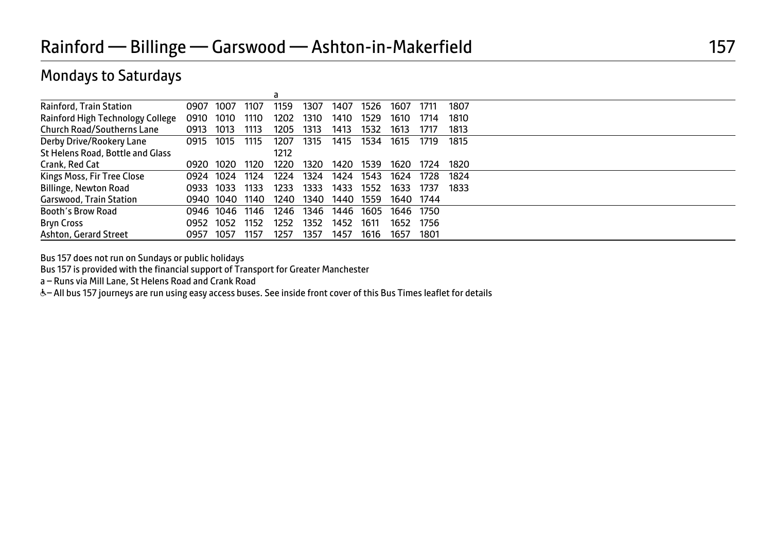# Rainford — Billinge — Garswood — Ashton-in-Makerfield 157

## Mondays to Saturdays

| | | | | a | | | | | | |
|---|---|---|---|---|---|---|---|---|---|---|
| Rainford, Train Station | 0907 | 1007 | 1107 | 1159 | 1307 | 1407 | 1526 | 1607 | 1711 | 1807 |
| Rainford High Technology College | 0910 | 1010 | 1110 | 1202 | 1310 | 1410 | 1529 | 1610 | 1714 | 1810 |
| Church Road/Southerns Lane | 0913 | 1013 | 1113 | 1205 | 1313 | 1413 | 1532 | 1613 | 1717 | 1813 |
| Derby Drive/Rookery Lane | 0915 | 1015 | 1115 | 1207 | 1315 | 1415 | 1534 | 1615 | 1719 | 1815 |
| St Helens Road, Bottle and Glass | | | | 1212 | | | | | | |
| Crank, Red Cat | 0920 | 1020 | 1120 | 1220 | 1320 | 1420 | 1539 | 1620 | 1724 | 1820 |
| Kings Moss, Fir Tree Close | 0924 | 1024 | 1124 | 1224 | 1324 | 1424 | 1543 | 1624 | 1728 | 1824 |
| Billinge, Newton Road | 0933 | 1033 | 1133 | 1233 | 1333 | 1433 | 1552 | 1633 | 1737 | 1833 |
| Garswood, Train Station | 0940 | 1040 | 1140 | 1240 | 1340 | 1440 | 1559 | 1640 | 1744 | |
| Booth's Brow Road | 0946 | 1046 | 1146 | 1246 | 1346 | 1446 | 1605 | 1646 | 1750 | |
| Bryn Cross | 0952 | 1052 | 1152 | 1252 | 1352 | 1452 | 1611 | 1652 | 1756 | |
| Ashton, Gerard Street | 0957 | 1057 | 1157 | 1257 | 1357 | 1457 | 1616 | 1657 | 1801 | |

Bus 157 does not run on Sundays or public holidays

Bus 157 is provided with the financial support of Transport for Greater Manchester

a – Runs via Mill Lane, St Helens Road and Crank Road

♿– All bus 157 journeys are run using easy access buses. See inside front cover of this Bus Times leaflet for details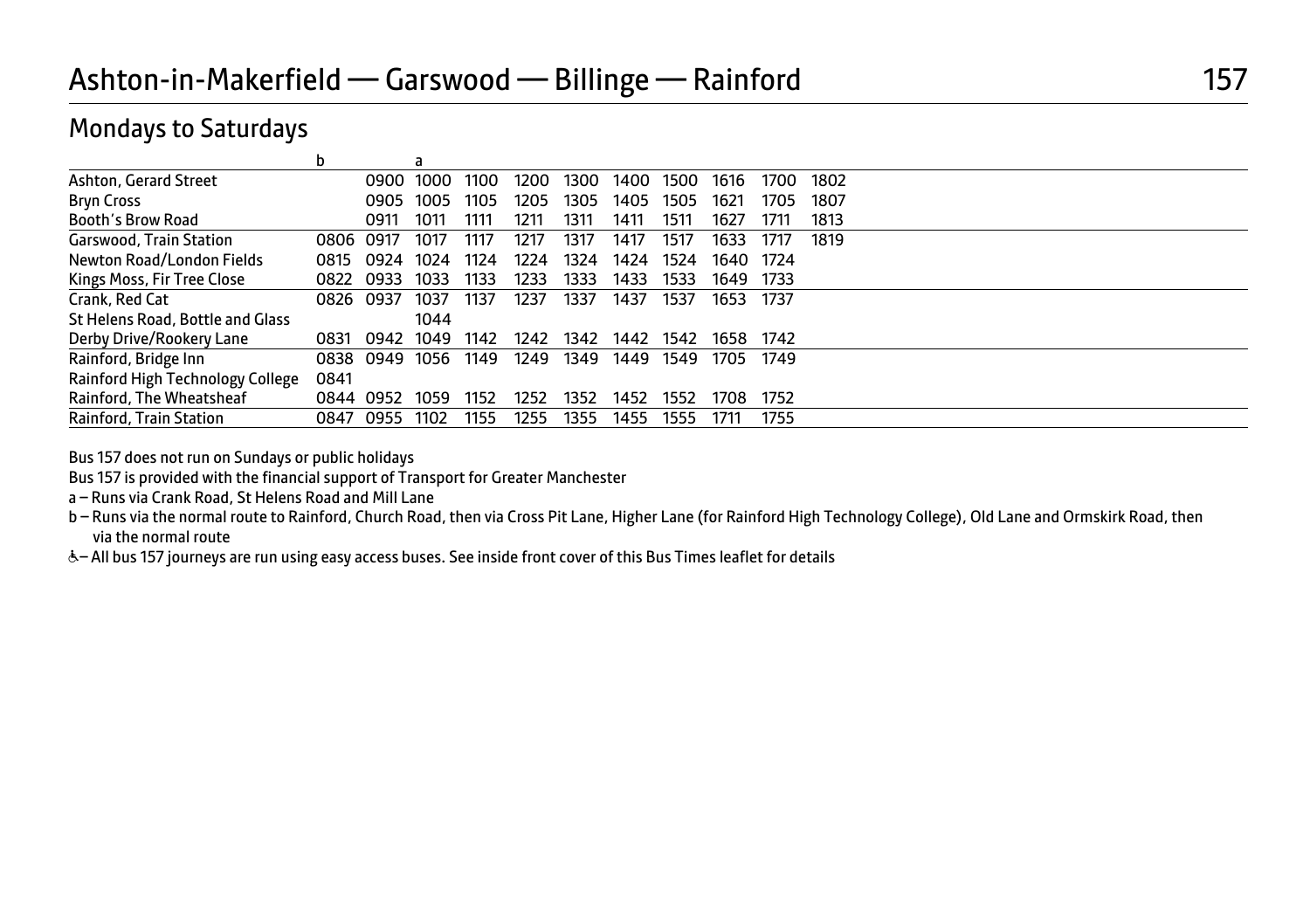# Ashton-in-Makerfield — Garswood — Billinge — Rainford

## Mondays to Saturdays

| | b | | a | | | | | | | | |
|---|---|---|---|---|---|---|---|---|---|---|---|
| Ashton, Gerard Street | | 0900 | 1000 | 1100 | 1200 | 1300 | 1400 | 1500 | 1616 | 1700 | 1802 |
| Bryn Cross | | 0905 | 1005 | 1105 | 1205 | 1305 | 1405 | 1505 | 1621 | 1705 | 1807 |
| Booth's Brow Road | | 0911 | 1011 | 1111 | 1211 | 1311 | 1411 | 1511 | 1627 | 1711 | 1813 |
| Garswood, Train Station | 0806 | 0917 | 1017 | 1117 | 1217 | 1317 | 1417 | 1517 | 1633 | 1717 | 1819 |
| Newton Road/London Fields | 0815 | 0924 | 1024 | 1124 | 1224 | 1324 | 1424 | 1524 | 1640 | 1724 | |
| Kings Moss, Fir Tree Close | 0822 | 0933 | 1033 | 1133 | 1233 | 1333 | 1433 | 1533 | 1649 | 1733 | |
| Crank, Red Cat | 0826 | 0937 | 1037 | 1137 | 1237 | 1337 | 1437 | 1537 | 1653 | 1737 | |
| St Helens Road, Bottle and Glass | | | 1044 | | | | | | | | |
| Derby Drive/Rookery Lane | 0831 | 0942 | 1049 | 1142 | 1242 | 1342 | 1442 | 1542 | 1658 | 1742 | |
| Rainford, Bridge Inn | 0838 | 0949 | 1056 | 1149 | 1249 | 1349 | 1449 | 1549 | 1705 | 1749 | |
| Rainford High Technology College | 0841 | | | | | | | | | | |
| Rainford, The Wheatsheaf | 0844 | 0952 | 1059 | 1152 | 1252 | 1352 | 1452 | 1552 | 1708 | 1752 | |
| Rainford, Train Station | 0847 | 0955 | 1102 | 1155 | 1255 | 1355 | 1455 | 1555 | 1711 | 1755 | |

Bus 157 does not run on Sundays or public holidays

Bus 157 is provided with the financial support of Transport for Greater Manchester

a – Runs via Crank Road, St Helens Road and Mill Lane

b – Runs via the normal route to Rainford, Church Road, then via Cross Pit Lane, Higher Lane (for Rainford High Technology College), Old Lane and Ormskirk Road, then via the normal route

♿– All bus 157 journeys are run using easy access buses. See inside front cover of this Bus Times leaflet for details